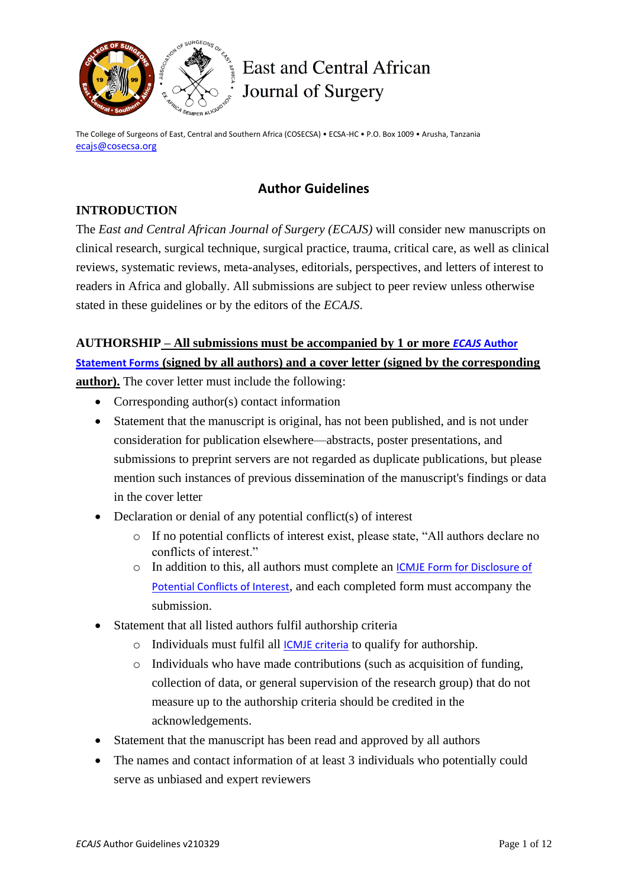# East and Central African Journal of Surgery

The College of Surgeons of East, Central and Southern Africa (COSECSA) • ECSA-HC • P.O. Box 1009 • Arusha, Tanzania
ecajs@cosecsa.org

## Author Guidelines

### INTRODUCTION

The *East and Central African Journal of Surgery (ECAJS)* will consider new manuscripts on clinical research, surgical technique, surgical practice, trauma, critical care, as well as clinical reviews, systematic reviews, meta-analyses, editorials, perspectives, and letters of interest to readers in Africa and globally. All submissions are subject to peer review unless otherwise stated in these guidelines or by the editors of the *ECAJS*.

**AUTHORSHIP – All submissions must be accompanied by 1 or more *ECAJS* Author Statement Forms (signed by all authors) and a cover letter (signed by the corresponding author).** The cover letter must include the following:

- Corresponding author(s) contact information
- Statement that the manuscript is original, has not been published, and is not under consideration for publication elsewhere—abstracts, poster presentations, and submissions to preprint servers are not regarded as duplicate publications, but please mention such instances of previous dissemination of the manuscript's findings or data in the cover letter
- Declaration or denial of any potential conflict(s) of interest
  - If no potential conflicts of interest exist, please state, "All authors declare no conflicts of interest."
  - In addition to this, all authors must complete an ICMJE Form for Disclosure of Potential Conflicts of Interest, and each completed form must accompany the submission.
- Statement that all listed authors fulfil authorship criteria
  - Individuals must fulfil all ICMJE criteria to qualify for authorship.
  - Individuals who have made contributions (such as acquisition of funding, collection of data, or general supervision of the research group) that do not measure up to the authorship criteria should be credited in the acknowledgements.
- Statement that the manuscript has been read and approved by all authors
- The names and contact information of at least 3 individuals who potentially could serve as unbiased and expert reviewers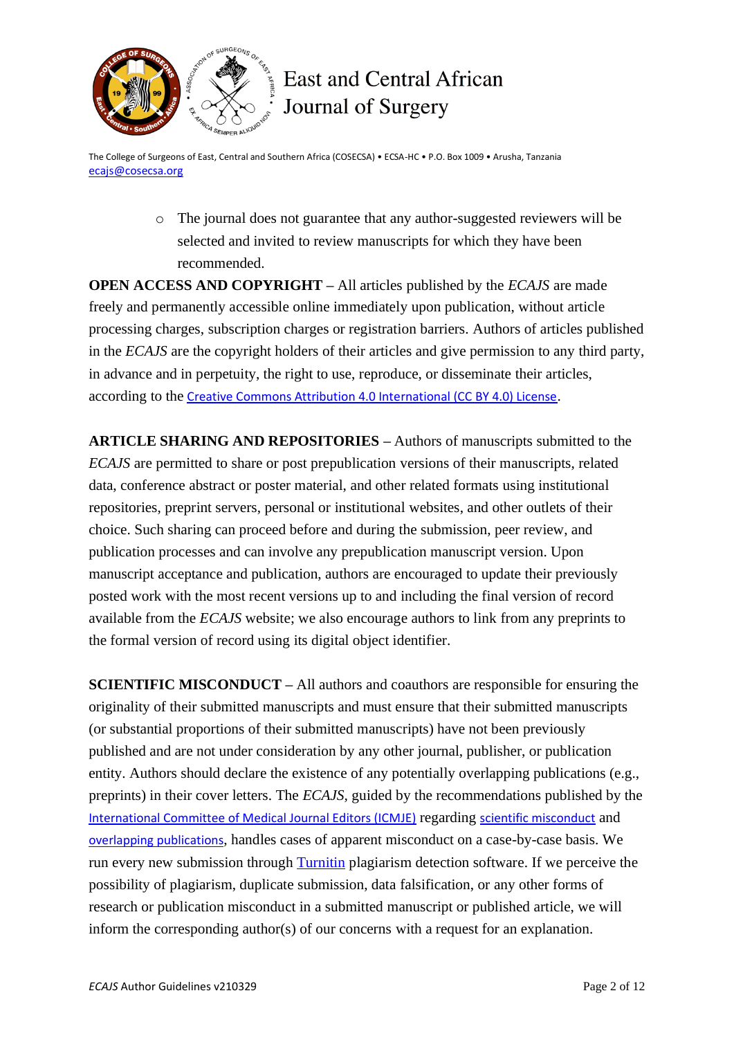- The journal does not guarantee that any author-suggested reviewers will be selected and invited to review manuscripts for which they have been recommended.

**OPEN ACCESS AND COPYRIGHT** – All articles published by the *ECAJS* are made freely and permanently accessible online immediately upon publication, without article processing charges, subscription charges or registration barriers. Authors of articles published in the *ECAJS* are the copyright holders of their articles and give permission to any third party, in advance and in perpetuity, the right to use, reproduce, or disseminate their articles, according to the Creative Commons Attribution 4.0 International (CC BY 4.0) License.

**ARTICLE SHARING AND REPOSITORIES** – Authors of manuscripts submitted to the *ECAJS* are permitted to share or post prepublication versions of their manuscripts, related data, conference abstract or poster material, and other related formats using institutional repositories, preprint servers, personal or institutional websites, and other outlets of their choice. Such sharing can proceed before and during the submission, peer review, and publication processes and can involve any prepublication manuscript version. Upon manuscript acceptance and publication, authors are encouraged to update their previously posted work with the most recent versions up to and including the final version of record available from the *ECAJS* website; we also encourage authors to link from any preprints to the formal version of record using its digital object identifier.

**SCIENTIFIC MISCONDUCT** – All authors and coauthors are responsible for ensuring the originality of their submitted manuscripts and must ensure that their submitted manuscripts (or substantial proportions of their submitted manuscripts) have not been previously published and are not under consideration by any other journal, publisher, or publication entity. Authors should declare the existence of any potentially overlapping publications (e.g., preprints) in their cover letters. The *ECAJS,* guided by the recommendations published by the International Committee of Medical Journal Editors (ICMJE) regarding scientific misconduct and overlapping publications, handles cases of apparent misconduct on a case-by-case basis. We run every new submission through Turnitin plagiarism detection software. If we perceive the possibility of plagiarism, duplicate submission, data falsification, or any other forms of research or publication misconduct in a submitted manuscript or published article, we will inform the corresponding author(s) of our concerns with a request for an explanation.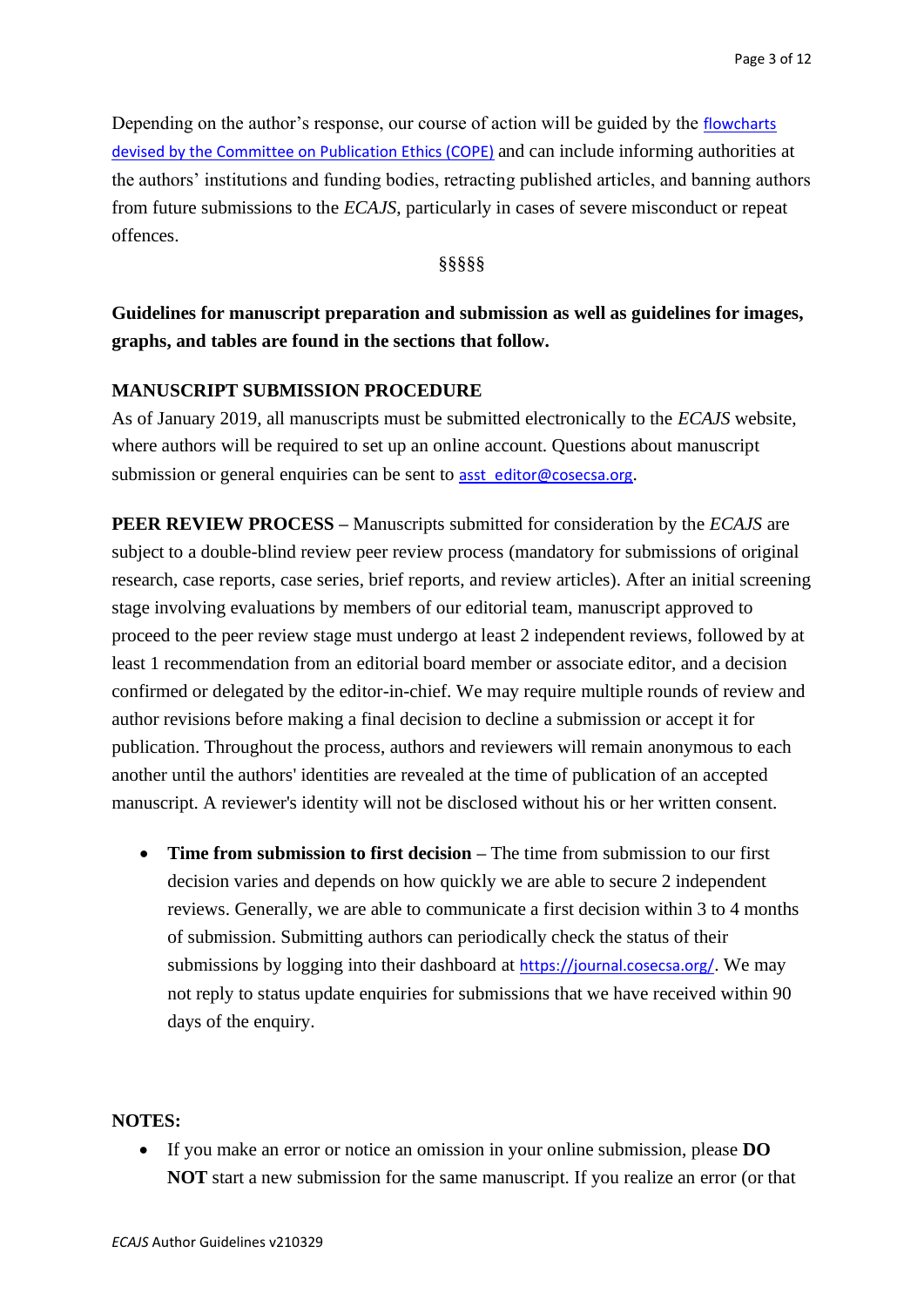Depending on the author's response, our course of action will be guided by the [flowcharts devised by the Committee on Publication Ethics (COPE)](#) and can include informing authorities at the authors' institutions and funding bodies, retracting published articles, and banning authors from future submissions to the *ECAJS*, particularly in cases of severe misconduct or repeat offences.

§§§§§

**Guidelines for manuscript preparation and submission as well as guidelines for images, graphs, and tables are found in the sections that follow.**

**MANUSCRIPT SUBMISSION PROCEDURE**

As of January 2019, all manuscripts must be submitted electronically to the *ECAJS* website, where authors will be required to set up an online account. Questions about manuscript submission or general enquiries can be sent to asst_editor@cosecsa.org.

**PEER REVIEW PROCESS –** Manuscripts submitted for consideration by the *ECAJS* are subject to a double-blind review peer review process (mandatory for submissions of original research, case reports, case series, brief reports, and review articles). After an initial screening stage involving evaluations by members of our editorial team, manuscript approved to proceed to the peer review stage must undergo at least 2 independent reviews, followed by at least 1 recommendation from an editorial board member or associate editor, and a decision confirmed or delegated by the editor-in-chief. We may require multiple rounds of review and author revisions before making a final decision to decline a submission or accept it for publication. Throughout the process, authors and reviewers will remain anonymous to each another until the authors' identities are revealed at the time of publication of an accepted manuscript. A reviewer's identity will not be disclosed without his or her written consent.

- **Time from submission to first decision –** The time from submission to our first decision varies and depends on how quickly we are able to secure 2 independent reviews. Generally, we are able to communicate a first decision within 3 to 4 months of submission. Submitting authors can periodically check the status of their submissions by logging into their dashboard at https://journal.cosecsa.org/. We may not reply to status update enquiries for submissions that we have received within 90 days of the enquiry.

**NOTES:**

- If you make an error or notice an omission in your online submission, please **DO NOT** start a new submission for the same manuscript. If you realize an error (or that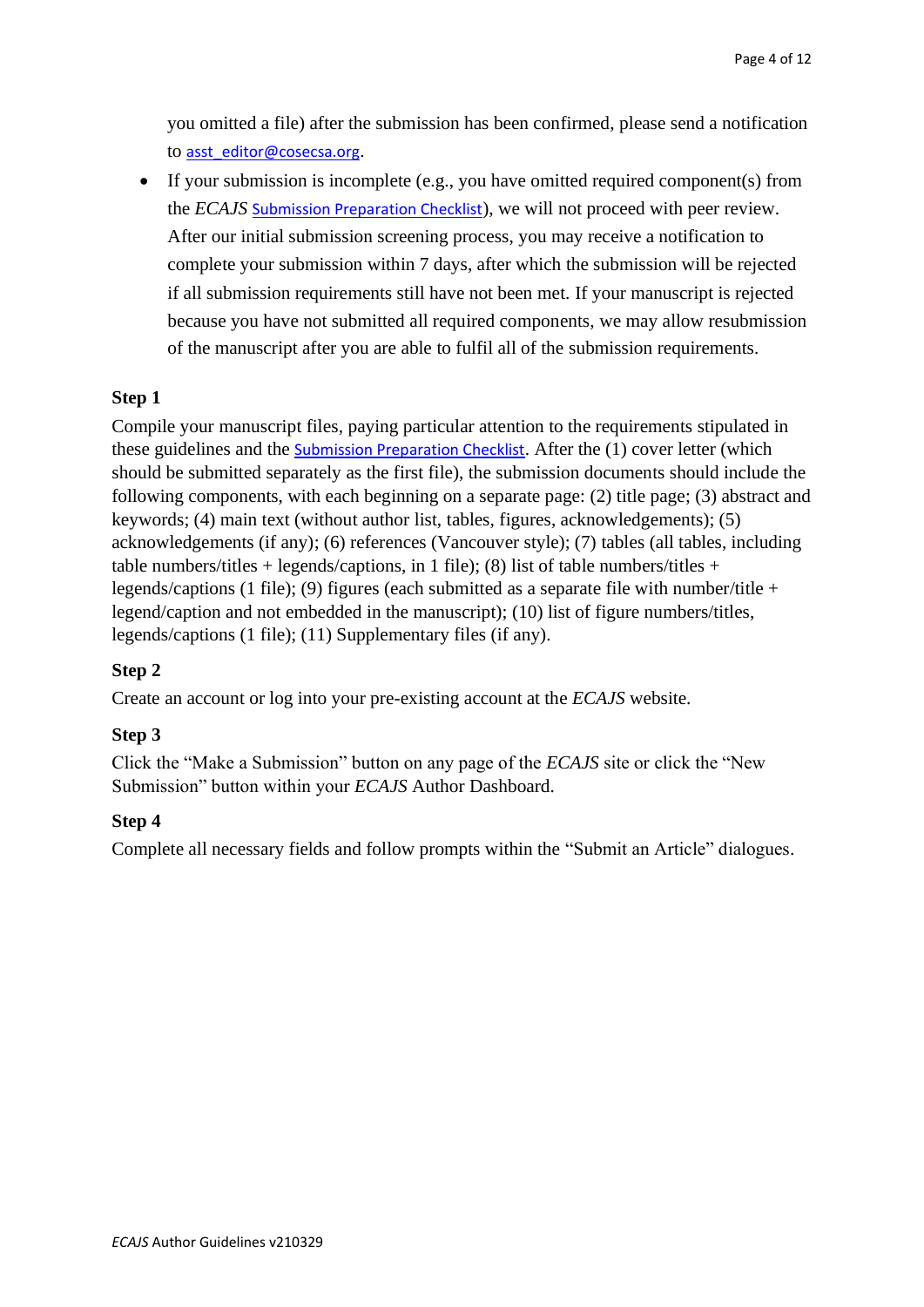you omitted a file) after the submission has been confirmed, please send a notification to asst_editor@cosecsa.org.

- If your submission is incomplete (e.g., you have omitted required component(s) from the *ECAJS* Submission Preparation Checklist), we will not proceed with peer review. After our initial submission screening process, you may receive a notification to complete your submission within 7 days, after which the submission will be rejected if all submission requirements still have not been met. If your manuscript is rejected because you have not submitted all required components, we may allow resubmission of the manuscript after you are able to fulfil all of the submission requirements.

**Step 1**

Compile your manuscript files, paying particular attention to the requirements stipulated in these guidelines and the Submission Preparation Checklist. After the (1) cover letter (which should be submitted separately as the first file), the submission documents should include the following components, with each beginning on a separate page: (2) title page; (3) abstract and keywords; (4) main text (without author list, tables, figures, acknowledgements); (5) acknowledgements (if any); (6) references (Vancouver style); (7) tables (all tables, including table numbers/titles + legends/captions, in 1 file); (8) list of table numbers/titles + legends/captions (1 file); (9) figures (each submitted as a separate file with number/title + legend/caption and not embedded in the manuscript); (10) list of figure numbers/titles, legends/captions (1 file); (11) Supplementary files (if any).

**Step 2**

Create an account or log into your pre-existing account at the *ECAJS* website.

**Step 3**

Click the "Make a Submission" button on any page of the *ECAJS* site or click the "New Submission" button within your *ECAJS* Author Dashboard.

**Step 4**

Complete all necessary fields and follow prompts within the "Submit an Article" dialogues.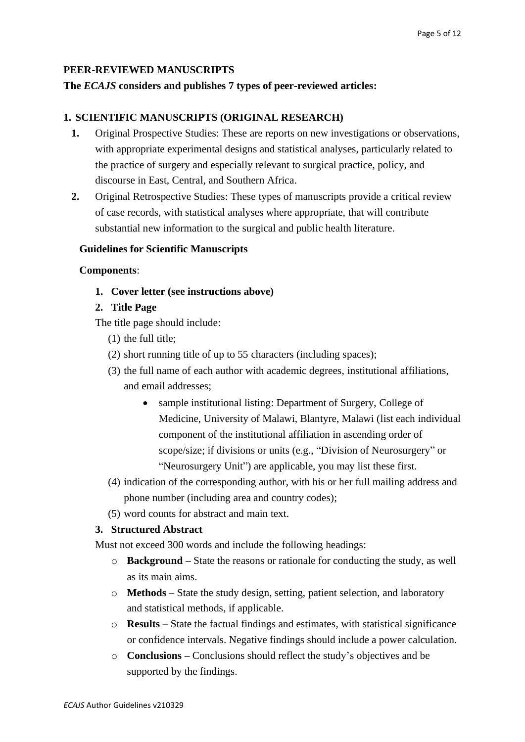## PEER-REVIEWED MANUSCRIPTS

**The *ECAJS* considers and publishes 7 types of peer-reviewed articles:**

### 1. SCIENTIFIC MANUSCRIPTS (ORIGINAL RESEARCH)

1. Original Prospective Studies: These are reports on new investigations or observations, with appropriate experimental designs and statistical analyses, particularly related to the practice of surgery and especially relevant to surgical practice, policy, and discourse in East, Central, and Southern Africa.
2. Original Retrospective Studies: These types of manuscripts provide a critical review of case records, with statistical analyses where appropriate, that will contribute substantial new information to the surgical and public health literature.

**Guidelines for Scientific Manuscripts**

**Components**:

1. **Cover letter (see instructions above)**
2. **Title Page**

The title page should include:

(1) the full title;

(2) short running title of up to 55 characters (including spaces);

(3) the full name of each author with academic degrees, institutional affiliations, and email addresses;

- sample institutional listing: Department of Surgery, College of Medicine, University of Malawi, Blantyre, Malawi (list each individual component of the institutional affiliation in ascending order of scope/size; if divisions or units (e.g., "Division of Neurosurgery" or "Neurosurgery Unit") are applicable, you may list these first.

(4) indication of the corresponding author, with his or her full mailing address and phone number (including area and country codes);

(5) word counts for abstract and main text.

3. **Structured Abstract**

Must not exceed 300 words and include the following headings:

- **Background –** State the reasons or rationale for conducting the study, as well as its main aims.
- **Methods –** State the study design, setting, patient selection, and laboratory and statistical methods, if applicable.
- **Results –** State the factual findings and estimates, with statistical significance or confidence intervals. Negative findings should include a power calculation.
- **Conclusions –** Conclusions should reflect the study's objectives and be supported by the findings.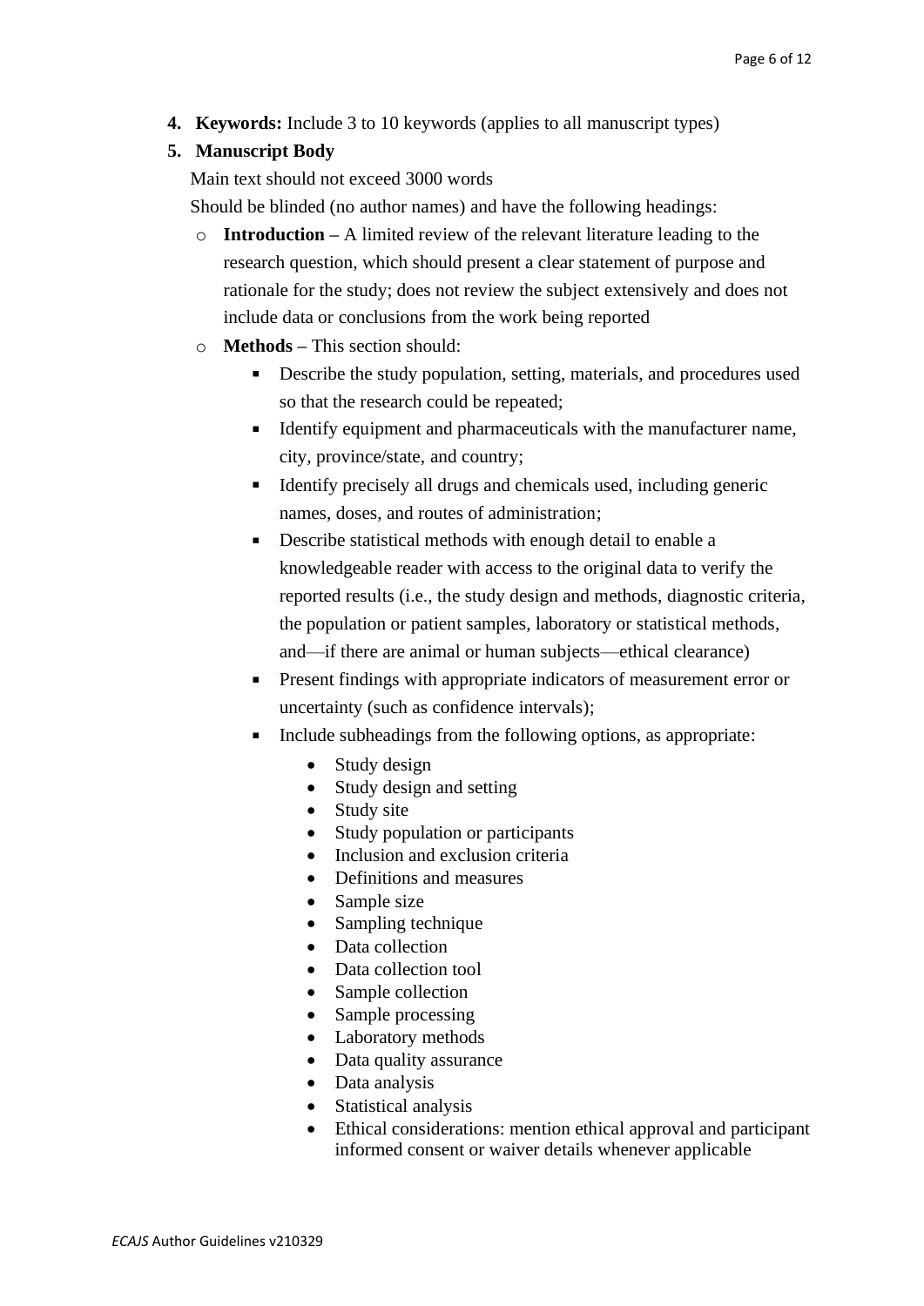4. **Keywords:** Include 3 to 10 keywords (applies to all manuscript types)

5. **Manuscript Body**

   Main text should not exceed 3000 words

   Should be blinded (no author names) and have the following headings:

   - **Introduction** – A limited review of the relevant literature leading to the research question, which should present a clear statement of purpose and rationale for the study; does not review the subject extensively and does not include data or conclusions from the work being reported
   - **Methods** – This section should:
     - Describe the study population, setting, materials, and procedures used so that the research could be repeated;
     - Identify equipment and pharmaceuticals with the manufacturer name, city, province/state, and country;
     - Identify precisely all drugs and chemicals used, including generic names, doses, and routes of administration;
     - Describe statistical methods with enough detail to enable a knowledgeable reader with access to the original data to verify the reported results (i.e., the study design and methods, diagnostic criteria, the population or patient samples, laboratory or statistical methods, and—if there are animal or human subjects—ethical clearance)
     - Present findings with appropriate indicators of measurement error or uncertainty (such as confidence intervals);
     - Include subheadings from the following options, as appropriate:
       - Study design
       - Study design and setting
       - Study site
       - Study population or participants
       - Inclusion and exclusion criteria
       - Definitions and measures
       - Sample size
       - Sampling technique
       - Data collection
       - Data collection tool
       - Sample collection
       - Sample processing
       - Laboratory methods
       - Data quality assurance
       - Data analysis
       - Statistical analysis
       - Ethical considerations: mention ethical approval and participant informed consent or waiver details whenever applicable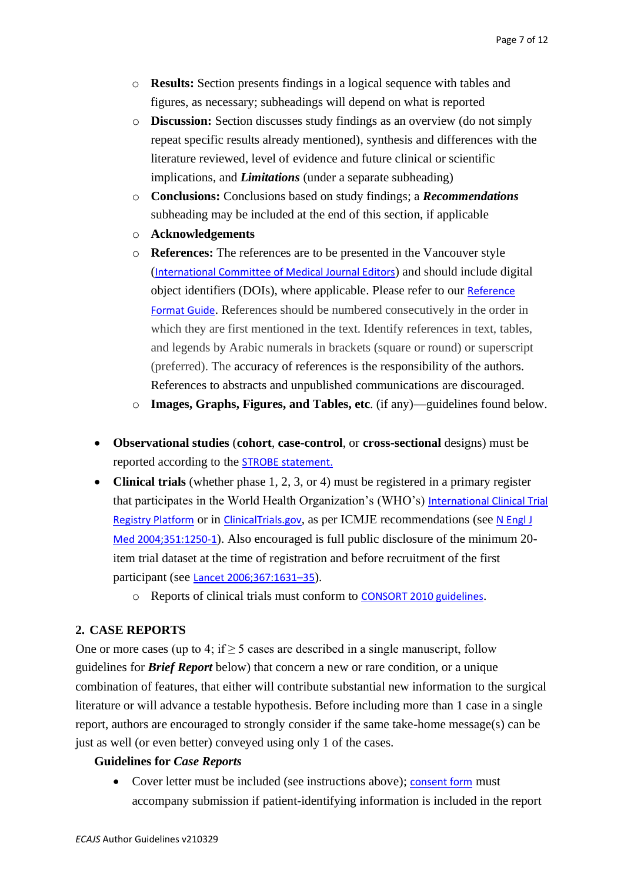- **Results:** Section presents findings in a logical sequence with tables and figures, as necessary; subheadings will depend on what is reported
    - **Discussion:** Section discusses study findings as an overview (do not simply repeat specific results already mentioned), synthesis and differences with the literature reviewed, level of evidence and future clinical or scientific implications, and ***Limitations*** (under a separate subheading)
    - **Conclusions:** Conclusions based on study findings; a ***Recommendations*** subheading may be included at the end of this section, if applicable
    - **Acknowledgements**
    - **References:** The references are to be presented in the Vancouver style (International Committee of Medical Journal Editors) and should include digital object identifiers (DOIs), where applicable. Please refer to our Reference Format Guide. References should be numbered consecutively in the order in which they are first mentioned in the text. Identify references in text, tables, and legends by Arabic numerals in brackets (square or round) or superscript (preferred). The accuracy of references is the responsibility of the authors. References to abstracts and unpublished communications are discouraged.
    - **Images, Graphs, Figures, and Tables, etc**. (if any)—guidelines found below.

- **Observational studies** (**cohort**, **case-control**, or **cross-sectional** designs) must be reported according to the STROBE statement.
- **Clinical trials** (whether phase 1, 2, 3, or 4) must be registered in a primary register that participates in the World Health Organization's (WHO's) International Clinical Trial Registry Platform or in ClinicalTrials.gov, as per ICMJE recommendations (see N Engl J Med 2004;351:1250-1). Also encouraged is full public disclosure of the minimum 20-item trial dataset at the time of registration and before recruitment of the first participant (see Lancet 2006;367:1631–35).
    - Reports of clinical trials must conform to CONSORT 2010 guidelines.

## 2. CASE REPORTS

One or more cases (up to 4; if ≥ 5 cases are described in a single manuscript, follow guidelines for ***Brief Report*** below) that concern a new or rare condition, or a unique combination of features, that either will contribute substantial new information to the surgical literature or will advance a testable hypothesis. Before including more than 1 case in a single report, authors are encouraged to strongly consider if the same take-home message(s) can be just as well (or even better) conveyed using only 1 of the cases.

**Guidelines for *Case Reports***

- Cover letter must be included (see instructions above); consent form must accompany submission if patient-identifying information is included in the report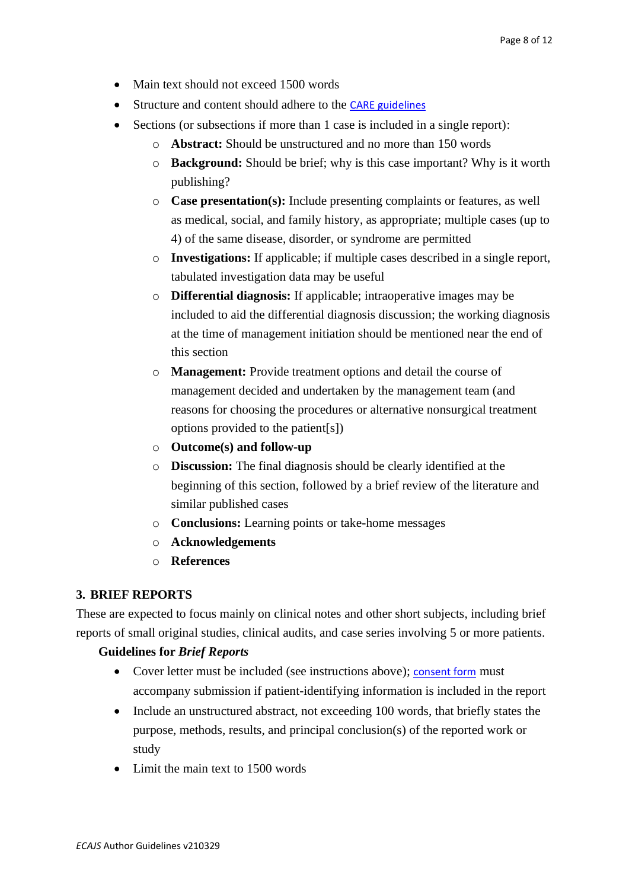- Main text should not exceed 1500 words
- Structure and content should adhere to the CARE guidelines
- Sections (or subsections if more than 1 case is included in a single report):
    - **Abstract:** Should be unstructured and no more than 150 words
    - **Background:** Should be brief; why is this case important? Why is it worth publishing?
    - **Case presentation(s):** Include presenting complaints or features, as well as medical, social, and family history, as appropriate; multiple cases (up to 4) of the same disease, disorder, or syndrome are permitted
    - **Investigations:** If applicable; if multiple cases described in a single report, tabulated investigation data may be useful
    - **Differential diagnosis:** If applicable; intraoperative images may be included to aid the differential diagnosis discussion; the working diagnosis at the time of management initiation should be mentioned near the end of this section
    - **Management:** Provide treatment options and detail the course of management decided and undertaken by the management team (and reasons for choosing the procedures or alternative nonsurgical treatment options provided to the patient[s])
    - **Outcome(s) and follow-up**
    - **Discussion:** The final diagnosis should be clearly identified at the beginning of this section, followed by a brief review of the literature and similar published cases
    - **Conclusions:** Learning points or take-home messages
    - **Acknowledgements**
    - **References**

## 3. BRIEF REPORTS

These are expected to focus mainly on clinical notes and other short subjects, including brief reports of small original studies, clinical audits, and case series involving 5 or more patients.

**Guidelines for *Brief Reports***

- Cover letter must be included (see instructions above); consent form must accompany submission if patient-identifying information is included in the report
- Include an unstructured abstract, not exceeding 100 words, that briefly states the purpose, methods, results, and principal conclusion(s) of the reported work or study
- Limit the main text to 1500 words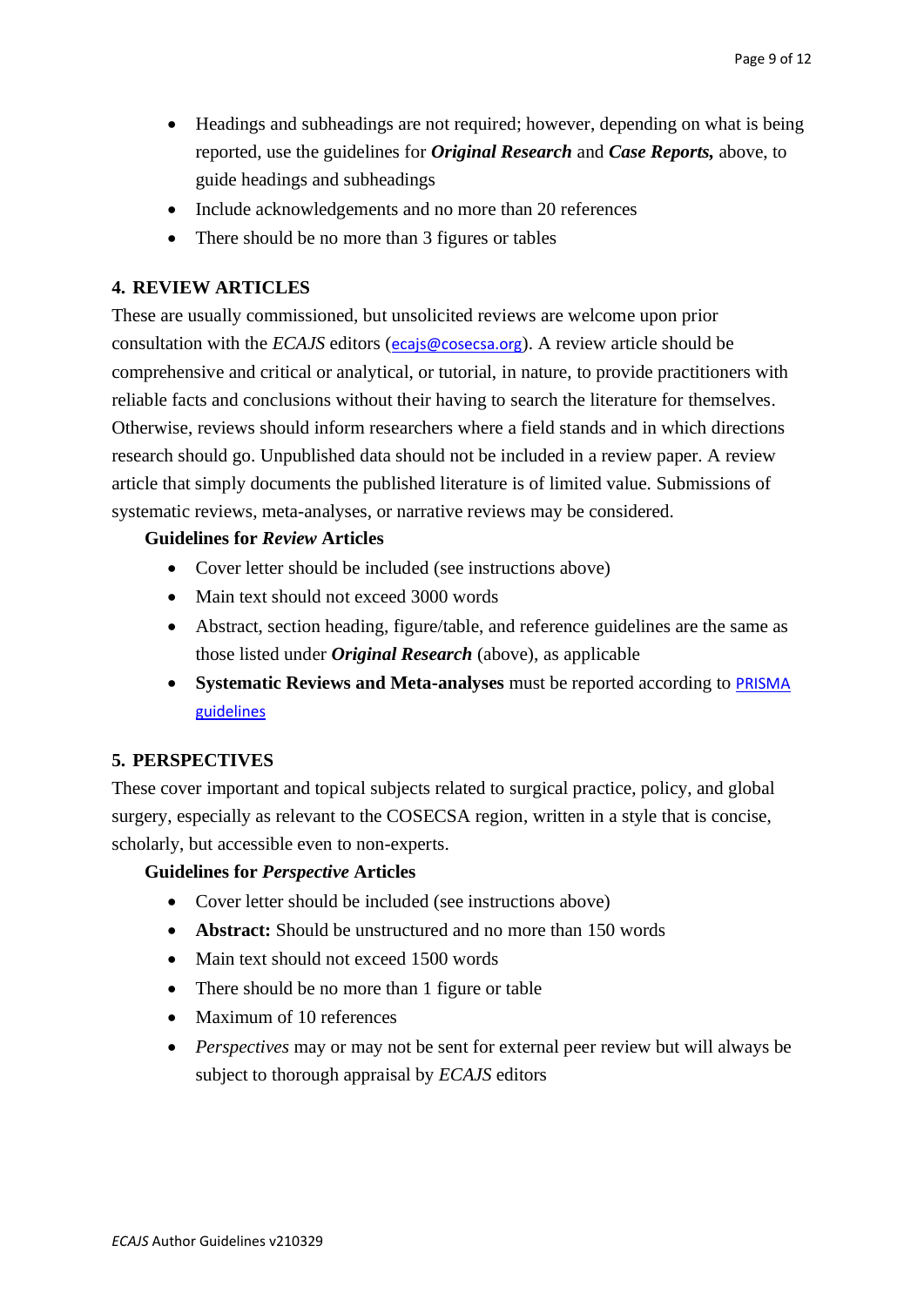- Headings and subheadings are not required; however, depending on what is being reported, use the guidelines for ***Original Research*** and ***Case Reports,*** above, to guide headings and subheadings
- Include acknowledgements and no more than 20 references
- There should be no more than 3 figures or tables

## 4. REVIEW ARTICLES

These are usually commissioned, but unsolicited reviews are welcome upon prior consultation with the *ECAJS* editors (ecajs@cosecsa.org). A review article should be comprehensive and critical or analytical, or tutorial, in nature, to provide practitioners with reliable facts and conclusions without their having to search the literature for themselves. Otherwise, reviews should inform researchers where a field stands and in which directions research should go. Unpublished data should not be included in a review paper. A review article that simply documents the published literature is of limited value. Submissions of systematic reviews, meta-analyses, or narrative reviews may be considered.

### Guidelines for *Review* Articles

- Cover letter should be included (see instructions above)
- Main text should not exceed 3000 words
- Abstract, section heading, figure/table, and reference guidelines are the same as those listed under ***Original Research*** (above), as applicable
- **Systematic Reviews and Meta-analyses** must be reported according to PRISMA guidelines

## 5. PERSPECTIVES

These cover important and topical subjects related to surgical practice, policy, and global surgery, especially as relevant to the COSECSA region, written in a style that is concise, scholarly, but accessible even to non-experts.

### Guidelines for *Perspective* Articles

- Cover letter should be included (see instructions above)
- **Abstract:** Should be unstructured and no more than 150 words
- Main text should not exceed 1500 words
- There should be no more than 1 figure or table
- Maximum of 10 references
- *Perspectives* may or may not be sent for external peer review but will always be subject to thorough appraisal by *ECAJS* editors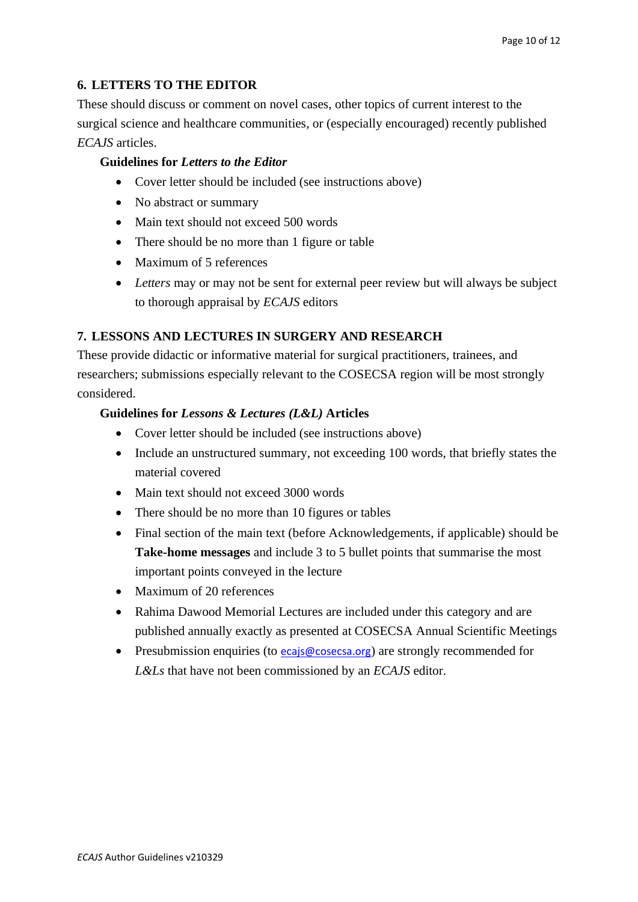## 6. LETTERS TO THE EDITOR

These should discuss or comment on novel cases, other topics of current interest to the surgical science and healthcare communities, or (especially encouraged) recently published *ECAJS* articles.

### Guidelines for *Letters to the Editor*

- Cover letter should be included (see instructions above)
- No abstract or summary
- Main text should not exceed 500 words
- There should be no more than 1 figure or table
- Maximum of 5 references
- *Letters* may or may not be sent for external peer review but will always be subject to thorough appraisal by *ECAJS* editors

## 7. LESSONS AND LECTURES IN SURGERY AND RESEARCH

These provide didactic or informative material for surgical practitioners, trainees, and researchers; submissions especially relevant to the COSECSA region will be most strongly considered.

### Guidelines for *Lessons & Lectures (L&L)* Articles

- Cover letter should be included (see instructions above)
- Include an unstructured summary, not exceeding 100 words, that briefly states the material covered
- Main text should not exceed 3000 words
- There should be no more than 10 figures or tables
- Final section of the main text (before Acknowledgements, if applicable) should be **Take-home messages** and include 3 to 5 bullet points that summarise the most important points conveyed in the lecture
- Maximum of 20 references
- Rahima Dawood Memorial Lectures are included under this category and are published annually exactly as presented at COSECSA Annual Scientific Meetings
- Presubmission enquiries (to ecajs@cosecsa.org) are strongly recommended for *L&Ls* that have not been commissioned by an *ECAJS* editor.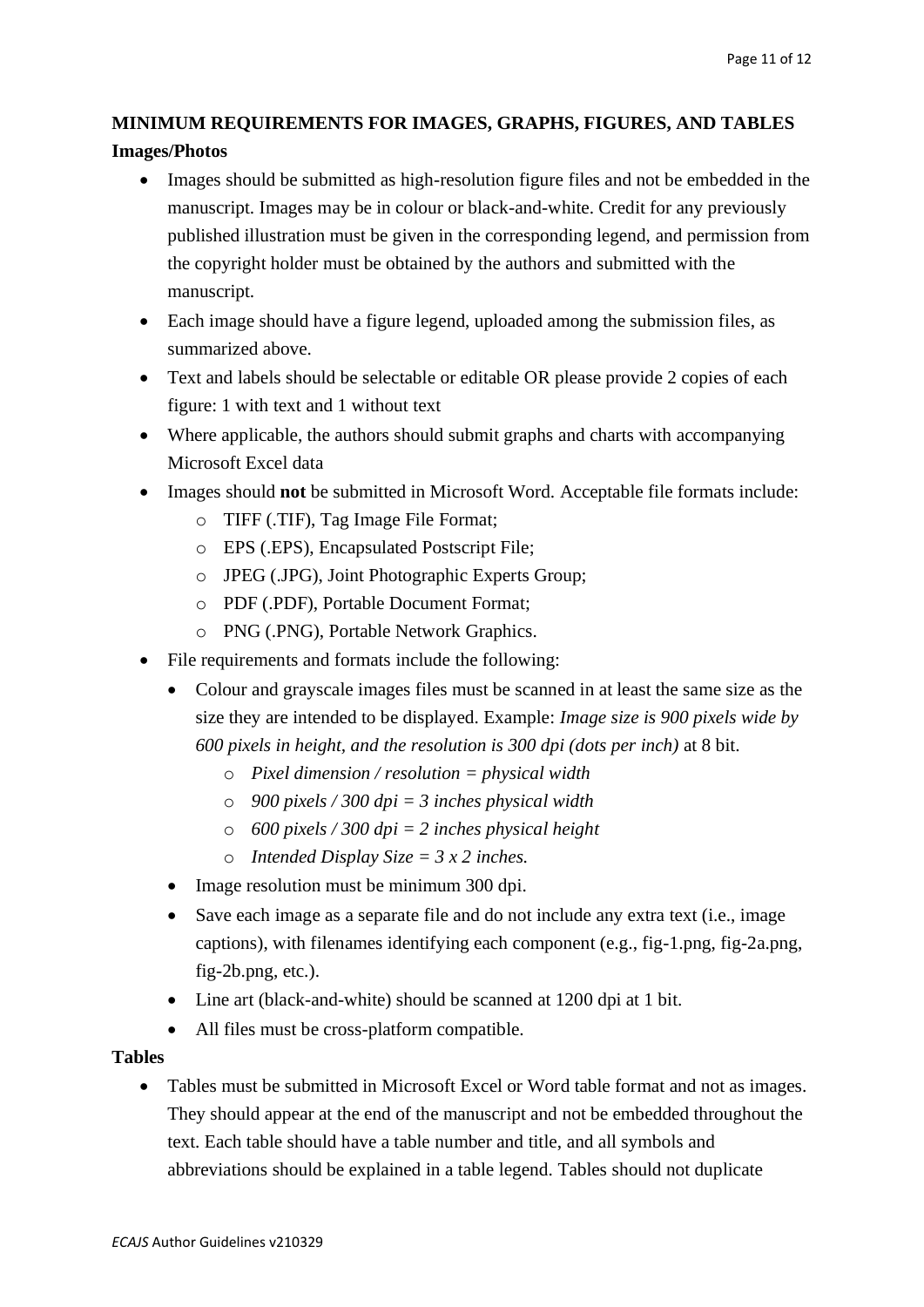## MINIMUM REQUIREMENTS FOR IMAGES, GRAPHS, FIGURES, AND TABLES

### Images/Photos

- Images should be submitted as high-resolution figure files and not be embedded in the manuscript. Images may be in colour or black-and-white. Credit for any previously published illustration must be given in the corresponding legend, and permission from the copyright holder must be obtained by the authors and submitted with the manuscript.
- Each image should have a figure legend, uploaded among the submission files, as summarized above.
- Text and labels should be selectable or editable OR please provide 2 copies of each figure: 1 with text and 1 without text
- Where applicable, the authors should submit graphs and charts with accompanying Microsoft Excel data
- Images should **not** be submitted in Microsoft Word. Acceptable file formats include:
  - TIFF (.TIF), Tag Image File Format;
  - EPS (.EPS), Encapsulated Postscript File;
  - JPEG (.JPG), Joint Photographic Experts Group;
  - PDF (.PDF), Portable Document Format;
  - PNG (.PNG), Portable Network Graphics.
- File requirements and formats include the following:
  - Colour and grayscale images files must be scanned in at least the same size as the size they are intended to be displayed. Example: *Image size is 900 pixels wide by 600 pixels in height, and the resolution is 300 dpi (dots per inch)* at 8 bit.
    - *Pixel dimension / resolution = physical width*
    - *900 pixels / 300 dpi = 3 inches physical width*
    - *600 pixels / 300 dpi = 2 inches physical height*
    - *Intended Display Size = 3 x 2 inches.*
  - Image resolution must be minimum 300 dpi.
  - Save each image as a separate file and do not include any extra text (i.e., image captions), with filenames identifying each component (e.g., fig-1.png, fig-2a.png, fig-2b.png, etc.).
  - Line art (black-and-white) should be scanned at 1200 dpi at 1 bit.
  - All files must be cross-platform compatible.

### Tables

- Tables must be submitted in Microsoft Excel or Word table format and not as images. They should appear at the end of the manuscript and not be embedded throughout the text. Each table should have a table number and title, and all symbols and abbreviations should be explained in a table legend. Tables should not duplicate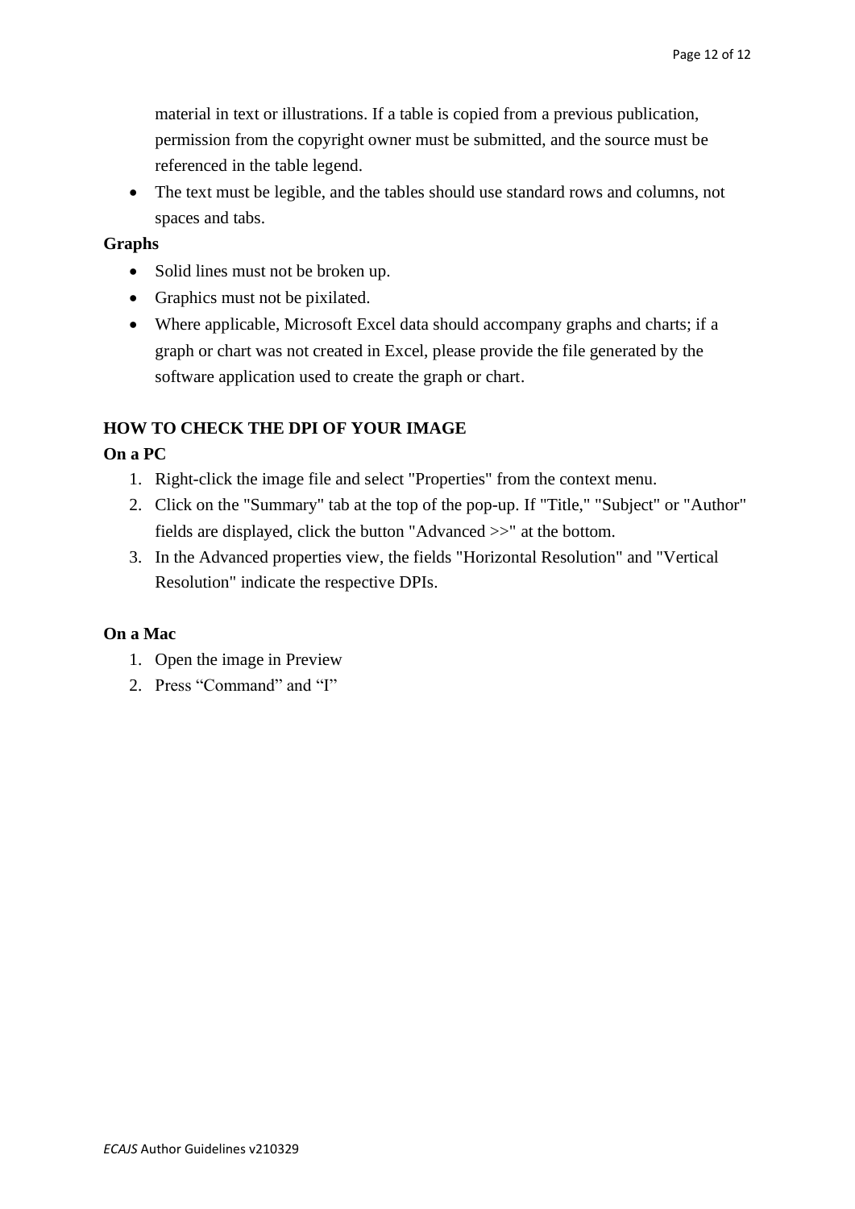material in text or illustrations. If a table is copied from a previous publication, permission from the copyright owner must be submitted, and the source must be referenced in the table legend.

- The text must be legible, and the tables should use standard rows and columns, not spaces and tabs.

**Graphs**

- Solid lines must not be broken up.
- Graphics must not be pixilated.
- Where applicable, Microsoft Excel data should accompany graphs and charts; if a graph or chart was not created in Excel, please provide the file generated by the software application used to create the graph or chart.

## HOW TO CHECK THE DPI OF YOUR IMAGE

**On a PC**

1. Right-click the image file and select "Properties" from the context menu.
2. Click on the "Summary" tab at the top of the pop-up. If "Title," "Subject" or "Author" fields are displayed, click the button "Advanced >>" at the bottom.
3. In the Advanced properties view, the fields "Horizontal Resolution" and "Vertical Resolution" indicate the respective DPIs.

**On a Mac**

1. Open the image in Preview
2. Press “Command” and “I”